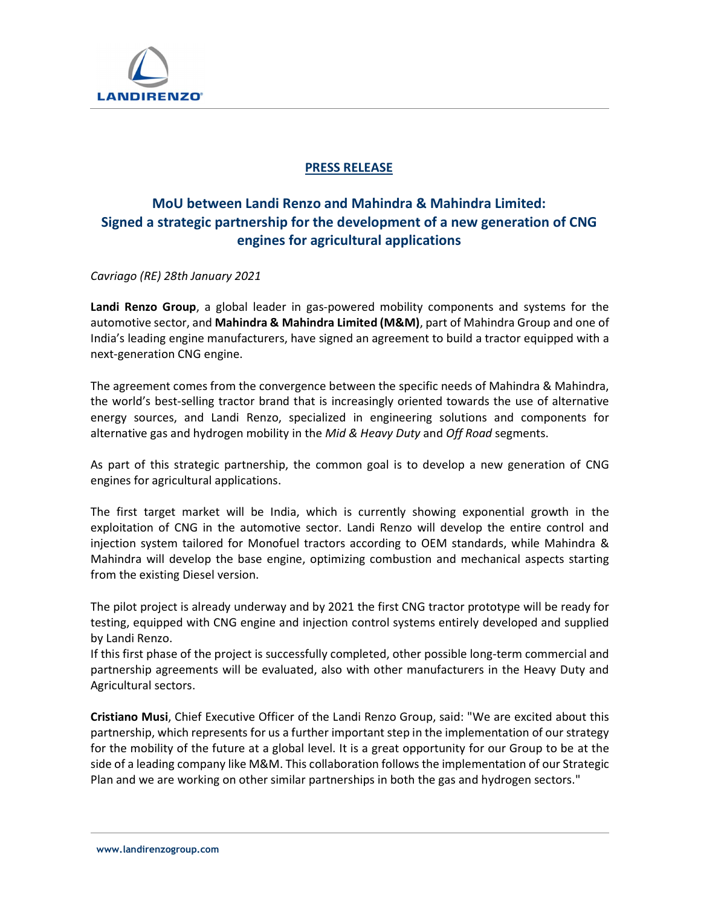**PRESS RELEASE**

# MoU between Landi Renzo and Mahindra & Mahindra Limited: Signed a strategic partnership for the development of a new generation of CNG engines for agricultural applications

*Cavriago (RE) 28th January 2021*

**Landi Renzo Group**, a global leader in gas-powered mobility components and systems for the automotive sector, and **Mahindra & Mahindra Limited (M&M)**, part of Mahindra Group and one of India's leading engine manufacturers, have signed an agreement to build a tractor equipped with a next-generation CNG engine.

The agreement comes from the convergence between the specific needs of Mahindra & Mahindra, the world's best-selling tractor brand that is increasingly oriented towards the use of alternative energy sources, and Landi Renzo, specialized in engineering solutions and components for alternative gas and hydrogen mobility in the *Mid & Heavy Duty* and *Off Road* segments.

As part of this strategic partnership, the common goal is to develop a new generation of CNG engines for agricultural applications.

The first target market will be India, which is currently showing exponential growth in the exploitation of CNG in the automotive sector. Landi Renzo will develop the entire control and injection system tailored for Monofuel tractors according to OEM standards, while Mahindra & Mahindra will develop the base engine, optimizing combustion and mechanical aspects starting from the existing Diesel version.

The pilot project is already underway and by 2021 the first CNG tractor prototype will be ready for testing, equipped with CNG engine and injection control systems entirely developed and supplied by Landi Renzo.
If this first phase of the project is successfully completed, other possible long-term commercial and partnership agreements will be evaluated, also with other manufacturers in the Heavy Duty and Agricultural sectors.

**Cristiano Musi**, Chief Executive Officer of the Landi Renzo Group, said: "We are excited about this partnership, which represents for us a further important step in the implementation of our strategy for the mobility of the future at a global level. It is a great opportunity for our Group to be at the side of a leading company like M&M. This collaboration follows the implementation of our Strategic Plan and we are working on other similar partnerships in both the gas and hydrogen sectors."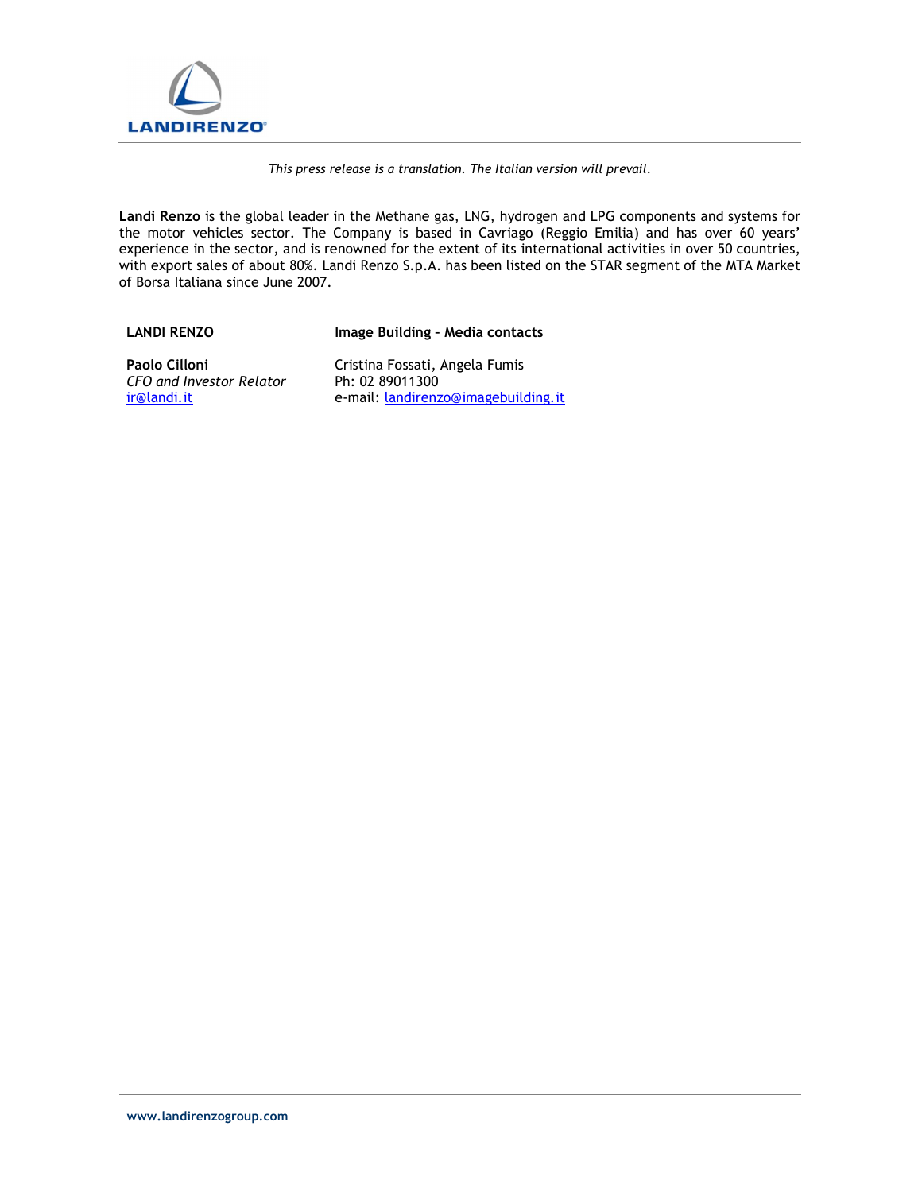*This press release is a translation. The Italian version will prevail.*

**Landi Renzo** is the global leader in the Methane gas, LNG, hydrogen and LPG components and systems for the motor vehicles sector. The Company is based in Cavriago (Reggio Emilia) and has over 60 years' experience in the sector, and is renowned for the extent of its international activities in over 50 countries, with export sales of about 80%. Landi Renzo S.p.A. has been listed on the STAR segment of the MTA Market of Borsa Italiana since June 2007.

| **LANDI RENZO** | **Image Building – Media contacts** |
| --- | --- |
| **Paolo Cilloni** | Cristina Fossati, Angela Fumis |
| *CFO and Investor Relator* | Ph: 02 89011300 |
| ir@landi.it | e-mail: landirenzo@imagebuilding.it |

www.landirenzogroup.com